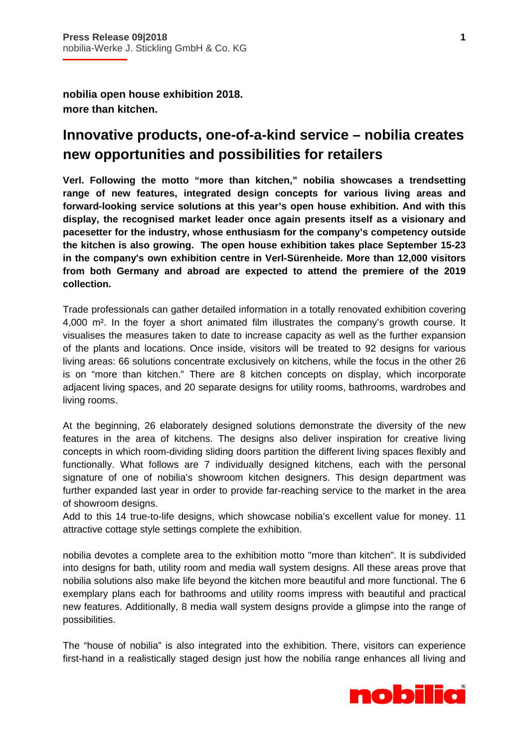**Press Release 09|2018**
nobilia-Werke J. Stickling GmbH & Co. KG

**nobilia open house exhibition 2018.**
**more than kitchen.**

# Innovative products, one-of-a-kind service – nobilia creates new opportunities and possibilities for retailers

**Verl. Following the motto "more than kitchen," nobilia showcases a trendsetting range of new features, integrated design concepts for various living areas and forward-looking service solutions at this year's open house exhibition. And with this display, the recognised market leader once again presents itself as a visionary and pacesetter for the industry, whose enthusiasm for the company's competency outside the kitchen is also growing. The open house exhibition takes place September 15-23 in the company's own exhibition centre in Verl-Sürenheide. More than 12,000 visitors from both Germany and abroad are expected to attend the premiere of the 2019 collection.**

Trade professionals can gather detailed information in a totally renovated exhibition covering 4,000 m². In the foyer a short animated film illustrates the company's growth course. It visualises the measures taken to date to increase capacity as well as the further expansion of the plants and locations. Once inside, visitors will be treated to 92 designs for various living areas: 66 solutions concentrate exclusively on kitchens, while the focus in the other 26 is on "more than kitchen." There are 8 kitchen concepts on display, which incorporate adjacent living spaces, and 20 separate designs for utility rooms, bathrooms, wardrobes and living rooms.

At the beginning, 26 elaborately designed solutions demonstrate the diversity of the new features in the area of kitchens. The designs also deliver inspiration for creative living concepts in which room-dividing sliding doors partition the different living spaces flexibly and functionally. What follows are 7 individually designed kitchens, each with the personal signature of one of nobilia's showroom kitchen designers. This design department was further expanded last year in order to provide far-reaching service to the market in the area of showroom designs.
Add to this 14 true-to-life designs, which showcase nobilia's excellent value for money. 11 attractive cottage style settings complete the exhibition.

nobilia devotes a complete area to the exhibition motto "more than kitchen". It is subdivided into designs for bath, utility room and media wall system designs. All these areas prove that nobilia solutions also make life beyond the kitchen more beautiful and more functional. The 6 exemplary plans each for bathrooms and utility rooms impress with beautiful and practical new features. Additionally, 8 media wall system designs provide a glimpse into the range of possibilities.

The "house of nobilia" is also integrated into the exhibition. There, visitors can experience first-hand in a realistically staged design just how the nobilia range enhances all living and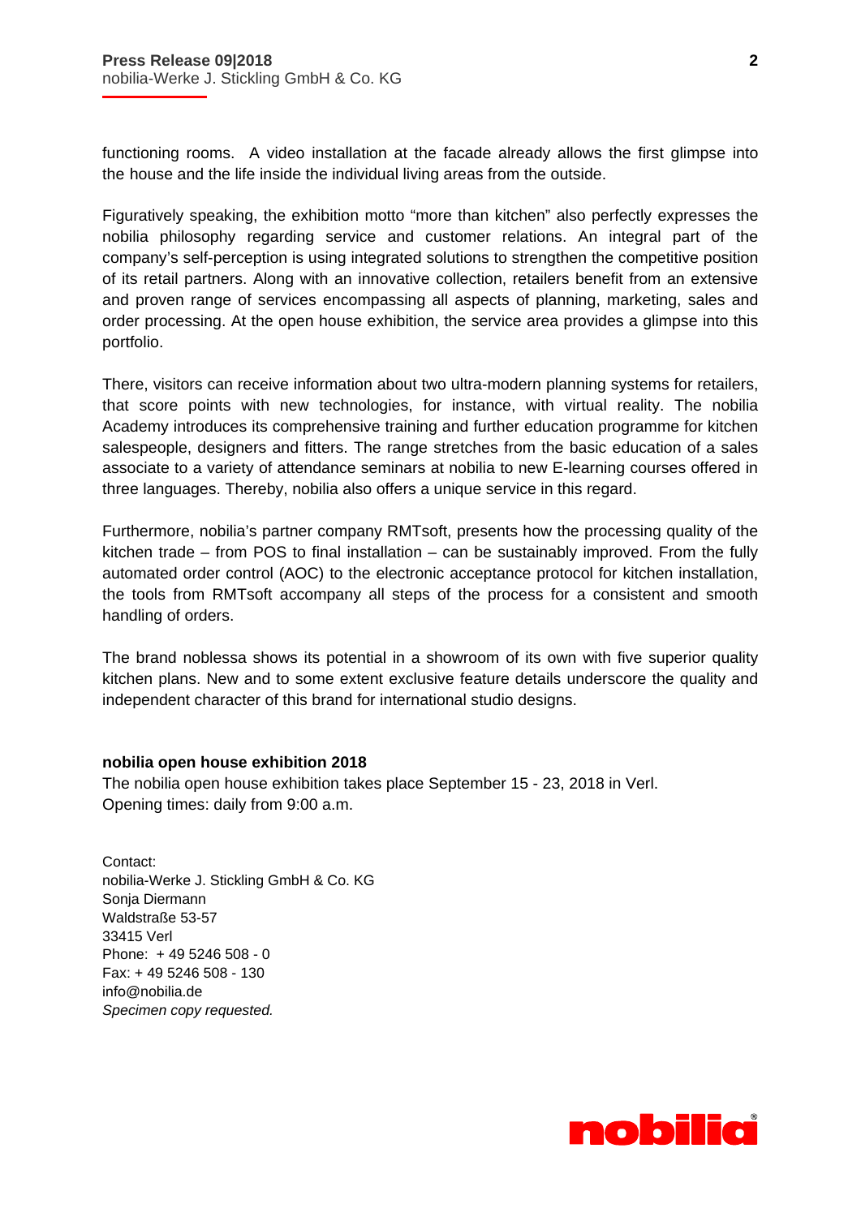functioning rooms. A video installation at the facade already allows the first glimpse into the house and the life inside the individual living areas from the outside.

Figuratively speaking, the exhibition motto “more than kitchen” also perfectly expresses the nobilia philosophy regarding service and customer relations. An integral part of the company’s self-perception is using integrated solutions to strengthen the competitive position of its retail partners. Along with an innovative collection, retailers benefit from an extensive and proven range of services encompassing all aspects of planning, marketing, sales and order processing. At the open house exhibition, the service area provides a glimpse into this portfolio.

There, visitors can receive information about two ultra-modern planning systems for retailers, that score points with new technologies, for instance, with virtual reality. The nobilia Academy introduces its comprehensive training and further education programme for kitchen salespeople, designers and fitters. The range stretches from the basic education of a sales associate to a variety of attendance seminars at nobilia to new E-learning courses offered in three languages. Thereby, nobilia also offers a unique service in this regard.

Furthermore, nobilia’s partner company RMTsoft, presents how the processing quality of the kitchen trade – from POS to final installation – can be sustainably improved. From the fully automated order control (AOC) to the electronic acceptance protocol for kitchen installation, the tools from RMTsoft accompany all steps of the process for a consistent and smooth handling of orders.

The brand noblessa shows its potential in a showroom of its own with five superior quality kitchen plans. New and to some extent exclusive feature details underscore the quality and independent character of this brand for international studio designs.

**nobilia open house exhibition 2018**

The nobilia open house exhibition takes place September 15 - 23, 2018 in Verl.
Opening times: daily from 9:00 a.m.

Contact:
nobilia-Werke J. Stickling GmbH & Co. KG
Sonja Diermann
Waldstraße 53-57
33415 Verl
Phone: + 49 5246 508 - 0
Fax: + 49 5246 508 - 130
info@nobilia.de
*Specimen copy requested.*